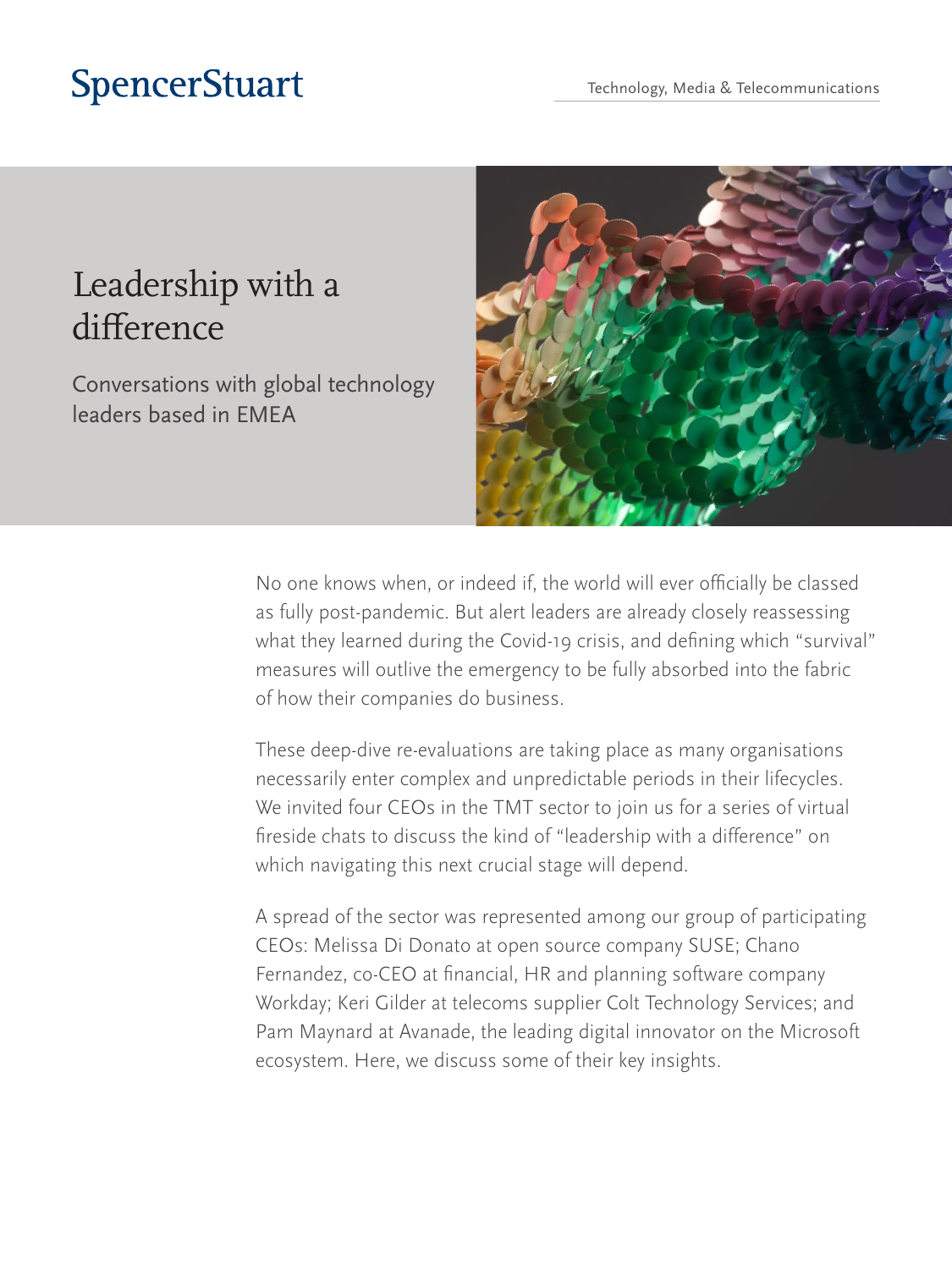SpencerStuart

Technology, Media & Telecommunications

# Leadership with a difference

Conversations with global technology leaders based in EMEA

No one knows when, or indeed if, the world will ever officially be classed as fully post-pandemic. But alert leaders are already closely reassessing what they learned during the Covid-19 crisis, and defining which "survival" measures will outlive the emergency to be fully absorbed into the fabric of how their companies do business.

These deep-dive re-evaluations are taking place as many organisations necessarily enter complex and unpredictable periods in their lifecycles. We invited four CEOs in the TMT sector to join us for a series of virtual fireside chats to discuss the kind of "leadership with a difference" on which navigating this next crucial stage will depend.

A spread of the sector was represented among our group of participating CEOs: Melissa Di Donato at open source company SUSE; Chano Fernandez, co-CEO at financial, HR and planning software company Workday; Keri Gilder at telecoms supplier Colt Technology Services; and Pam Maynard at Avanade, the leading digital innovator on the Microsoft ecosystem. Here, we discuss some of their key insights.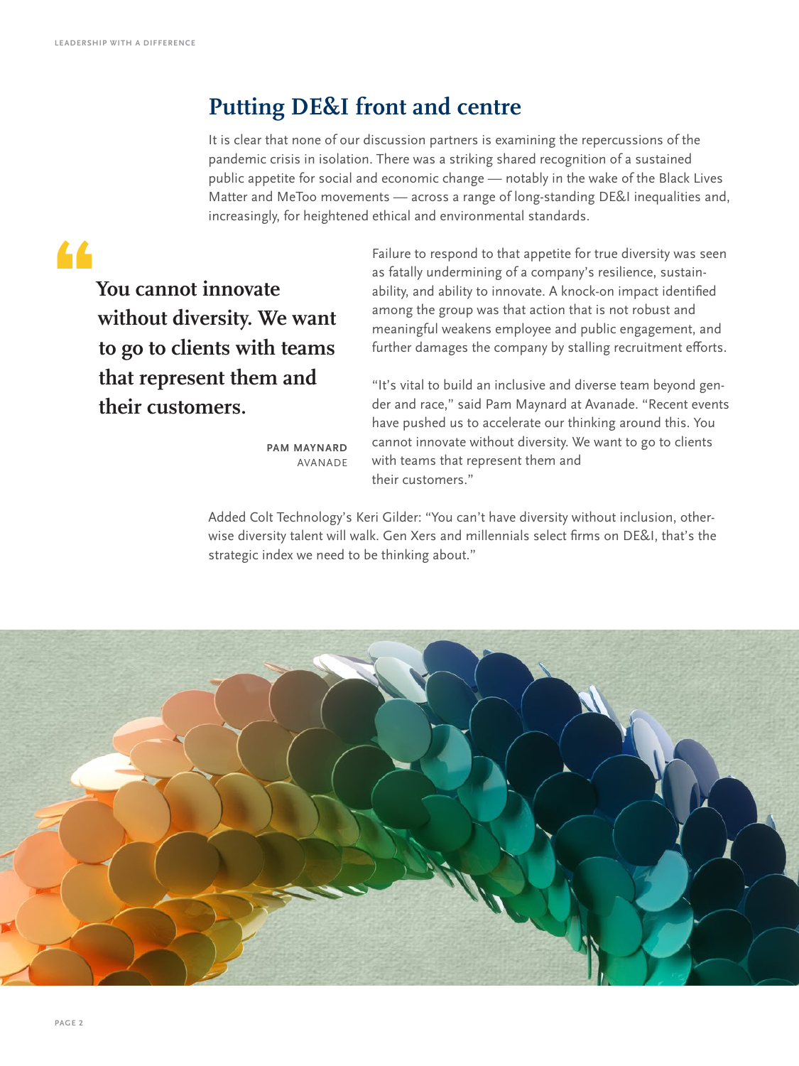## Putting DE&I front and centre

It is clear that none of our discussion partners is examining the repercussions of the pandemic crisis in isolation. There was a striking shared recognition of a sustained public appetite for social and economic change — notably in the wake of the Black Lives Matter and MeToo movements — across a range of long-standing DE&I inequalities and, increasingly, for heightened ethical and environmental standards.

> **You cannot innovate without diversity. We want to go to clients with teams that represent them and their customers.**
>
> **PAM MAYNARD**
> AVANADE

Failure to respond to that appetite for true diversity was seen as fatally undermining of a company's resilience, sustainability, and ability to innovate. A knock-on impact identified among the group was that action that is not robust and meaningful weakens employee and public engagement, and further damages the company by stalling recruitment efforts.

"It's vital to build an inclusive and diverse team beyond gender and race," said Pam Maynard at Avanade. "Recent events have pushed us to accelerate our thinking around this. You cannot innovate without diversity. We want to go to clients with teams that represent them and their customers."

Added Colt Technology's Keri Gilder: "You can't have diversity without inclusion, otherwise diversity talent will walk. Gen Xers and millennials select firms on DE&I, that's the strategic index we need to be thinking about."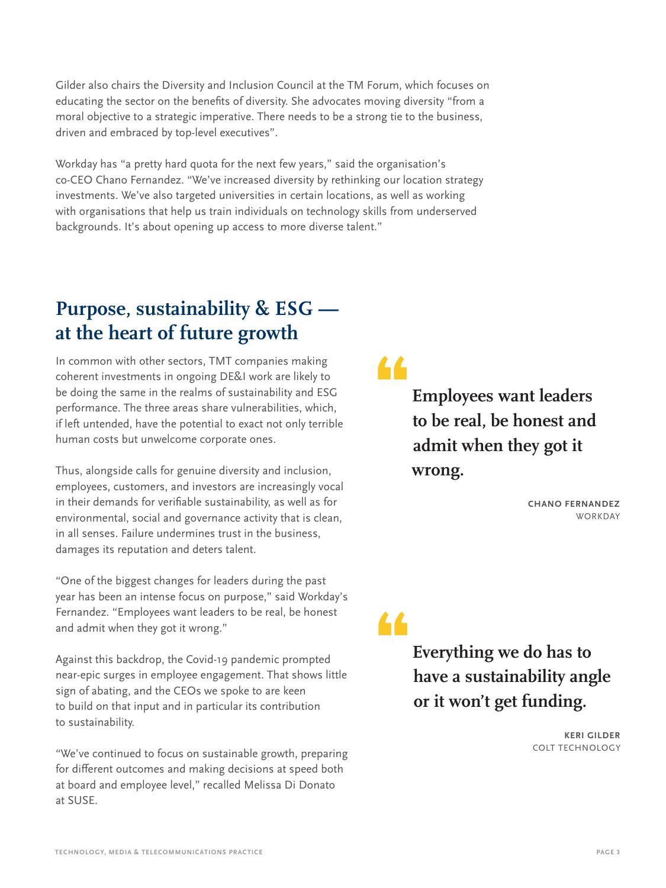Gilder also chairs the Diversity and Inclusion Council at the TM Forum, which focuses on educating the sector on the benefits of diversity. She advocates moving diversity "from a moral objective to a strategic imperative. There needs to be a strong tie to the business, driven and embraced by top-level executives".

Workday has "a pretty hard quota for the next few years," said the organisation's co-CEO Chano Fernandez. "We've increased diversity by rethinking our location strategy investments. We've also targeted universities in certain locations, as well as working with organisations that help us train individuals on technology skills from underserved backgrounds. It's about opening up access to more diverse talent."

## Purpose, sustainability & ESG — at the heart of future growth

In common with other sectors, TMT companies making coherent investments in ongoing DE&I work are likely to be doing the same in the realms of sustainability and ESG performance. The three areas share vulnerabilities, which, if left untended, have the potential to exact not only terrible human costs but unwelcome corporate ones.

Thus, alongside calls for genuine diversity and inclusion, employees, customers, and investors are increasingly vocal in their demands for verifiable sustainability, as well as for environmental, social and governance activity that is clean, in all senses. Failure undermines trust in the business, damages its reputation and deters talent.

"One of the biggest changes for leaders during the past year has been an intense focus on purpose," said Workday's Fernandez. "Employees want leaders to be real, be honest and admit when they got it wrong."

Against this backdrop, the Covid-19 pandemic prompted near-epic surges in employee engagement. That shows little sign of abating, and the CEOs we spoke to are keen to build on that input and in particular its contribution to sustainability.

"We've continued to focus on sustainable growth, preparing for different outcomes and making decisions at speed both at board and employee level," recalled Melissa Di Donato at SUSE.

> **Employees want leaders to be real, be honest and admit when they got it wrong.**
>
> **CHANO FERNANDEZ**
> WORKDAY

> **Everything we do has to have a sustainability angle or it won't get funding.**
>
> **KERI GILDER**
> COLT TECHNOLOGY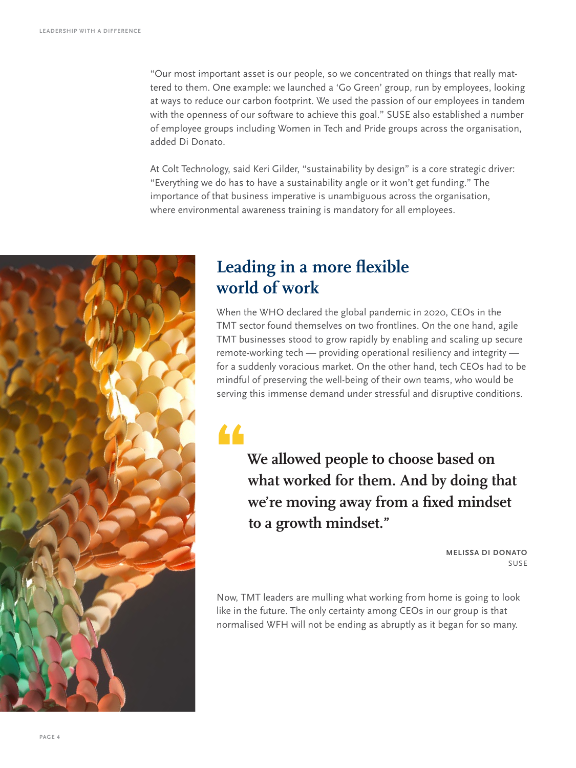"Our most important asset is our people, so we concentrated on things that really mattered to them. One example: we launched a 'Go Green' group, run by employees, looking at ways to reduce our carbon footprint. We used the passion of our employees in tandem with the openness of our software to achieve this goal." SUSE also established a number of employee groups including Women in Tech and Pride groups across the organisation, added Di Donato.

At Colt Technology, said Keri Gilder, "sustainability by design" is a core strategic driver: "Everything we do has to have a sustainability angle or it won't get funding." The importance of that business imperative is unambiguous across the organisation, where environmental awareness training is mandatory for all employees.

## Leading in a more flexible world of work

When the WHO declared the global pandemic in 2020, CEOs in the TMT sector found themselves on two frontlines. On the one hand, agile TMT businesses stood to grow rapidly by enabling and scaling up secure remote-working tech — providing operational resiliency and integrity — for a suddenly voracious market. On the other hand, tech CEOs had to be mindful of preserving the well-being of their own teams, who would be serving this immense demand under stressful and disruptive conditions.

> **"We allowed people to choose based on what worked for them. And by doing that we're moving away from a fixed mindset to a growth mindset."**
>
> **MELISSA DI DONATO**
> SUSE

Now, TMT leaders are mulling what working from home is going to look like in the future. The only certainty among CEOs in our group is that normalised WFH will not be ending as abruptly as it began for so many.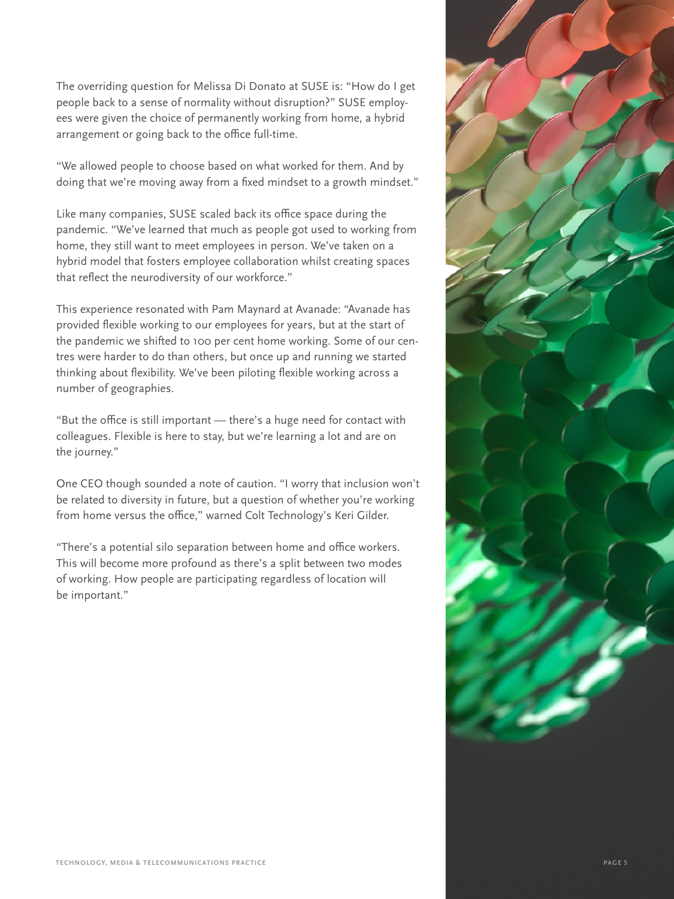The overriding question for Melissa Di Donato at SUSE is: "How do I get people back to a sense of normality without disruption?" SUSE employees were given the choice of permanently working from home, a hybrid arrangement or going back to the office full-time.

"We allowed people to choose based on what worked for them. And by doing that we're moving away from a fixed mindset to a growth mindset."

Like many companies, SUSE scaled back its office space during the pandemic. "We've learned that much as people got used to working from home, they still want to meet employees in person. We've taken on a hybrid model that fosters employee collaboration whilst creating spaces that reflect the neurodiversity of our workforce."

This experience resonated with Pam Maynard at Avanade: "Avanade has provided flexible working to our employees for years, but at the start of the pandemic we shifted to 100 per cent home working. Some of our centres were harder to do than others, but once up and running we started thinking about flexibility. We've been piloting flexible working across a number of geographies.

"But the office is still important — there's a huge need for contact with colleagues. Flexible is here to stay, but we're learning a lot and are on the journey."

One CEO though sounded a note of caution. "I worry that inclusion won't be related to diversity in future, but a question of whether you're working from home versus the office," warned Colt Technology's Keri Gilder.

"There's a potential silo separation between home and office workers. This will become more profound as there's a split between two modes of working. How people are participating regardless of location will be important."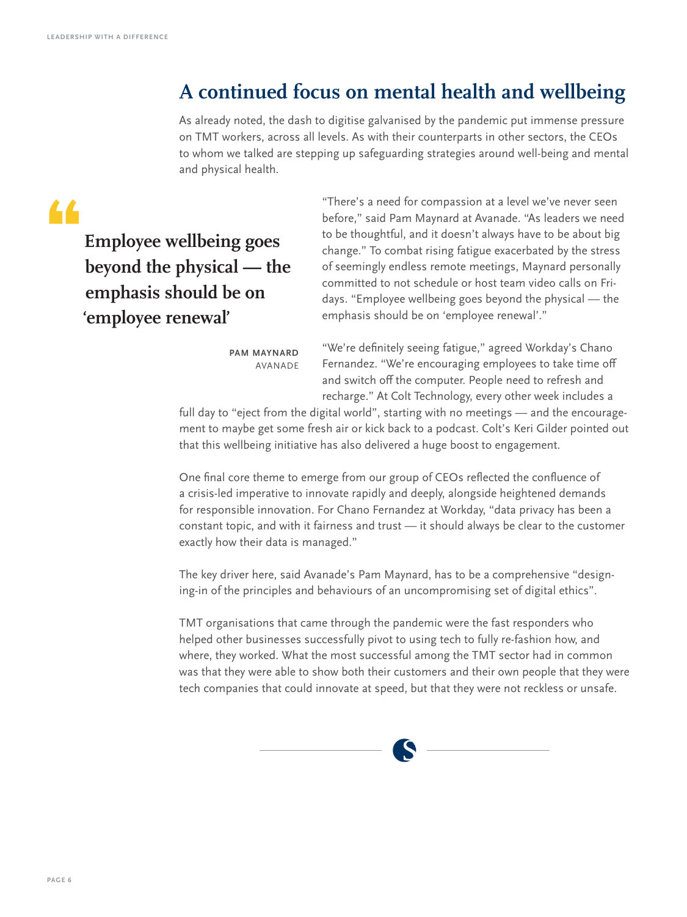## A continued focus on mental health and wellbeing

As already noted, the dash to digitise galvanised by the pandemic put immense pressure on TMT workers, across all levels. As with their counterparts in other sectors, the CEOs to whom we talked are stepping up safeguarding strategies around well-being and mental and physical health.

> **Employee wellbeing goes beyond the physical — the emphasis should be on 'employee renewal'**
>
> **PAM MAYNARD**
> AVANADE

"There's a need for compassion at a level we've never seen before," said Pam Maynard at Avanade. "As leaders we need to be thoughtful, and it doesn't always have to be about big change." To combat rising fatigue exacerbated by the stress of seemingly endless remote meetings, Maynard personally committed to not schedule or host team video calls on Fridays. "Employee wellbeing goes beyond the physical — the emphasis should be on 'employee renewal'."

"We're definitely seeing fatigue," agreed Workday's Chano Fernandez. "We're encouraging employees to take time off and switch off the computer. People need to refresh and recharge." At Colt Technology, every other week includes a full day to "eject from the digital world", starting with no meetings — and the encouragement to maybe get some fresh air or kick back to a podcast. Colt's Keri Gilder pointed out that this wellbeing initiative has also delivered a huge boost to engagement.

One final core theme to emerge from our group of CEOs reflected the confluence of a crisis-led imperative to innovate rapidly and deeply, alongside heightened demands for responsible innovation. For Chano Fernandez at Workday, "data privacy has been a constant topic, and with it fairness and trust — it should always be clear to the customer exactly how their data is managed."

The key driver here, said Avanade's Pam Maynard, has to be a comprehensive "designing-in of the principles and behaviours of an uncompromising set of digital ethics".

TMT organisations that came through the pandemic were the fast responders who helped other businesses successfully pivot to using tech to fully re-fashion how, and where, they worked. What the most successful among the TMT sector had in common was that they were able to show both their customers and their own people that they were tech companies that could innovate at speed, but that they were not reckless or unsafe.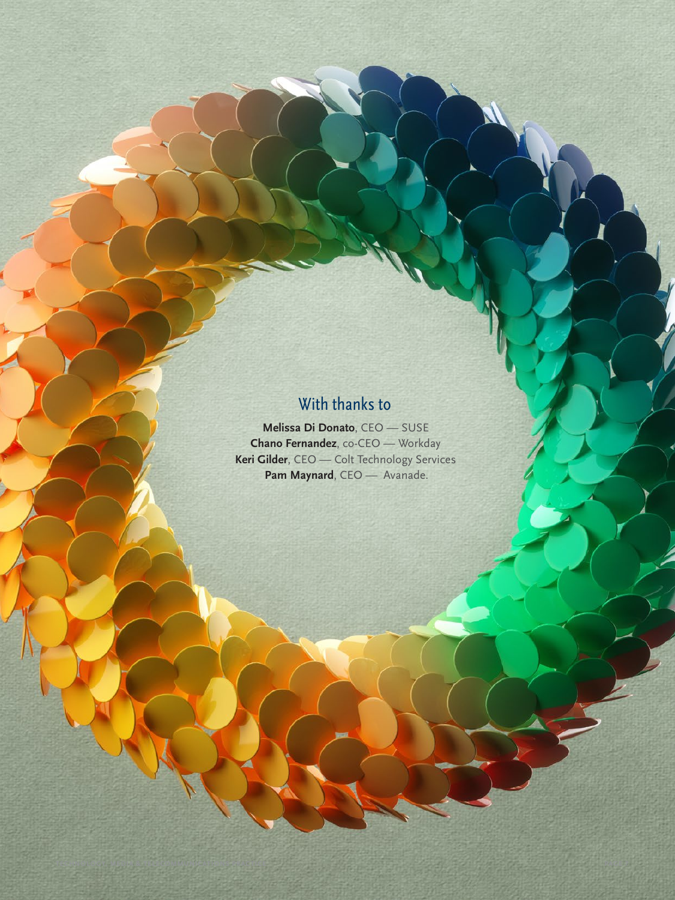## With thanks to

**Melissa Di Donato**, CEO — SUSE
**Chano Fernandez**, co-CEO — Workday
**Keri Gilder**, CEO — Colt Technology Services
**Pam Maynard**, CEO — Avanade.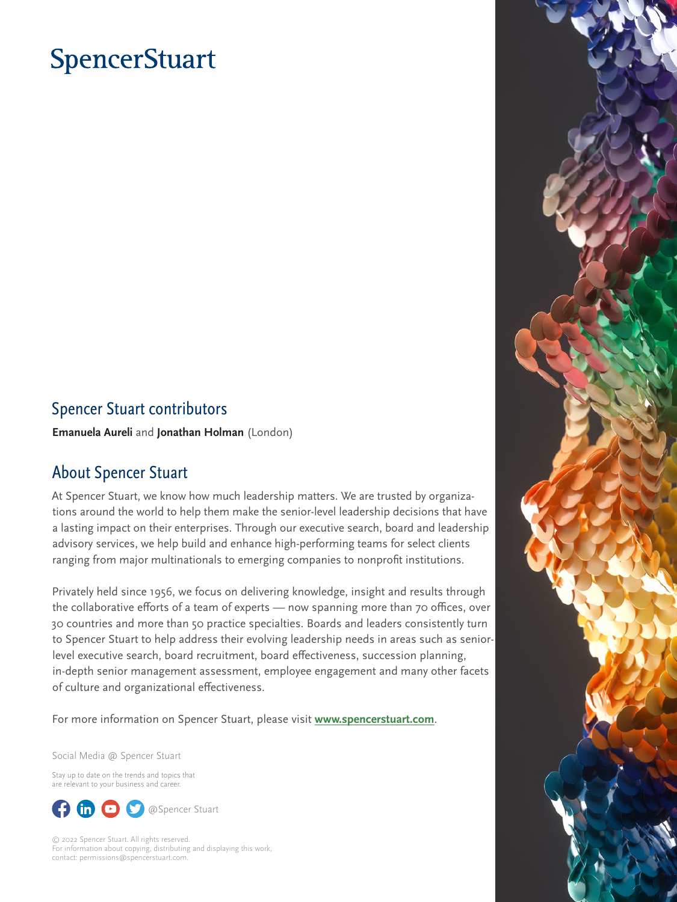# SpencerStuart

## Spencer Stuart contributors

**Emanuela Aureli** and **Jonathan Holman** (London)

## About Spencer Stuart

At Spencer Stuart, we know how much leadership matters. We are trusted by organizations around the world to help them make the senior-level leadership decisions that have a lasting impact on their enterprises. Through our executive search, board and leadership advisory services, we help build and enhance high-performing teams for select clients ranging from major multinationals to emerging companies to nonprofit institutions.

Privately held since 1956, we focus on delivering knowledge, insight and results through the collaborative efforts of a team of experts — now spanning more than 70 offices, over 30 countries and more than 50 practice specialties. Boards and leaders consistently turn to Spencer Stuart to help address their evolving leadership needs in areas such as senior-level executive search, board recruitment, board effectiveness, succession planning, in-depth senior management assessment, employee engagement and many other facets of culture and organizational effectiveness.

For more information on Spencer Stuart, please visit **www.spencerstuart.com**.

Social Media @ Spencer Stuart

Stay up to date on the trends and topics that are relevant to your business and career.

@Spencer Stuart

© 2022 Spencer Stuart. All rights reserved.
For information about copying, distributing and displaying this work, contact: permissions@spencerstuart.com.